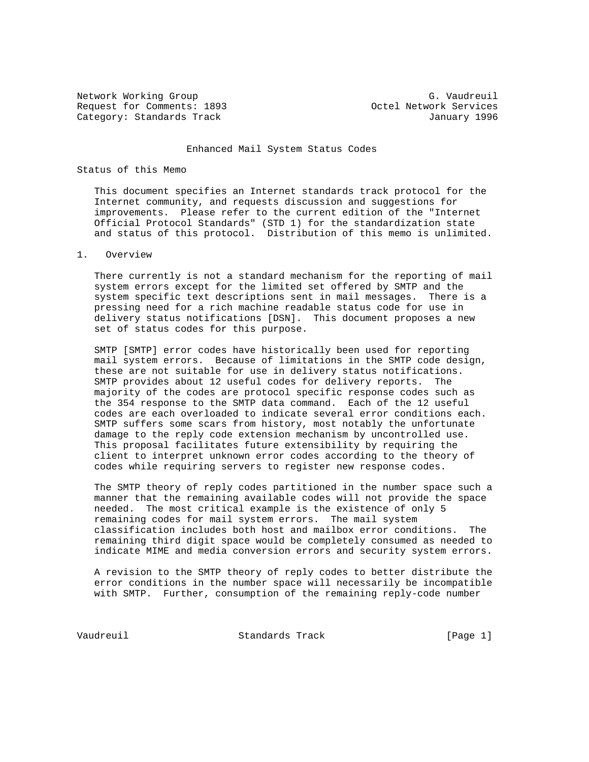Network Working Group                                        G. Vaudreuil
Request for Comments: 1893                         Octel Network Services
Category: Standards Track                                    January 1996

# Enhanced Mail System Status Codes

## Status of this Memo

This document specifies an Internet standards track protocol for the Internet community, and requests discussion and suggestions for improvements. Please refer to the current edition of the "Internet Official Protocol Standards" (STD 1) for the standardization state and status of this protocol. Distribution of this memo is unlimited.

## 1. Overview

There currently is not a standard mechanism for the reporting of mail system errors except for the limited set offered by SMTP and the system specific text descriptions sent in mail messages. There is a pressing need for a rich machine readable status code for use in delivery status notifications [DSN]. This document proposes a new set of status codes for this purpose.

SMTP [SMTP] error codes have historically been used for reporting mail system errors. Because of limitations in the SMTP code design, these are not suitable for use in delivery status notifications. SMTP provides about 12 useful codes for delivery reports. The majority of the codes are protocol specific response codes such as the 354 response to the SMTP data command. Each of the 12 useful codes are each overloaded to indicate several error conditions each. SMTP suffers some scars from history, most notably the unfortunate damage to the reply code extension mechanism by uncontrolled use. This proposal facilitates future extensibility by requiring the client to interpret unknown error codes according to the theory of codes while requiring servers to register new response codes.

The SMTP theory of reply codes partitioned in the number space such a manner that the remaining available codes will not provide the space needed. The most critical example is the existence of only 5 remaining codes for mail system errors. The mail system classification includes both host and mailbox error conditions. The remaining third digit space would be completely consumed as needed to indicate MIME and media conversion errors and security system errors.

A revision to the SMTP theory of reply codes to better distribute the error conditions in the number space will necessarily be incompatible with SMTP. Further, consumption of the remaining reply-code number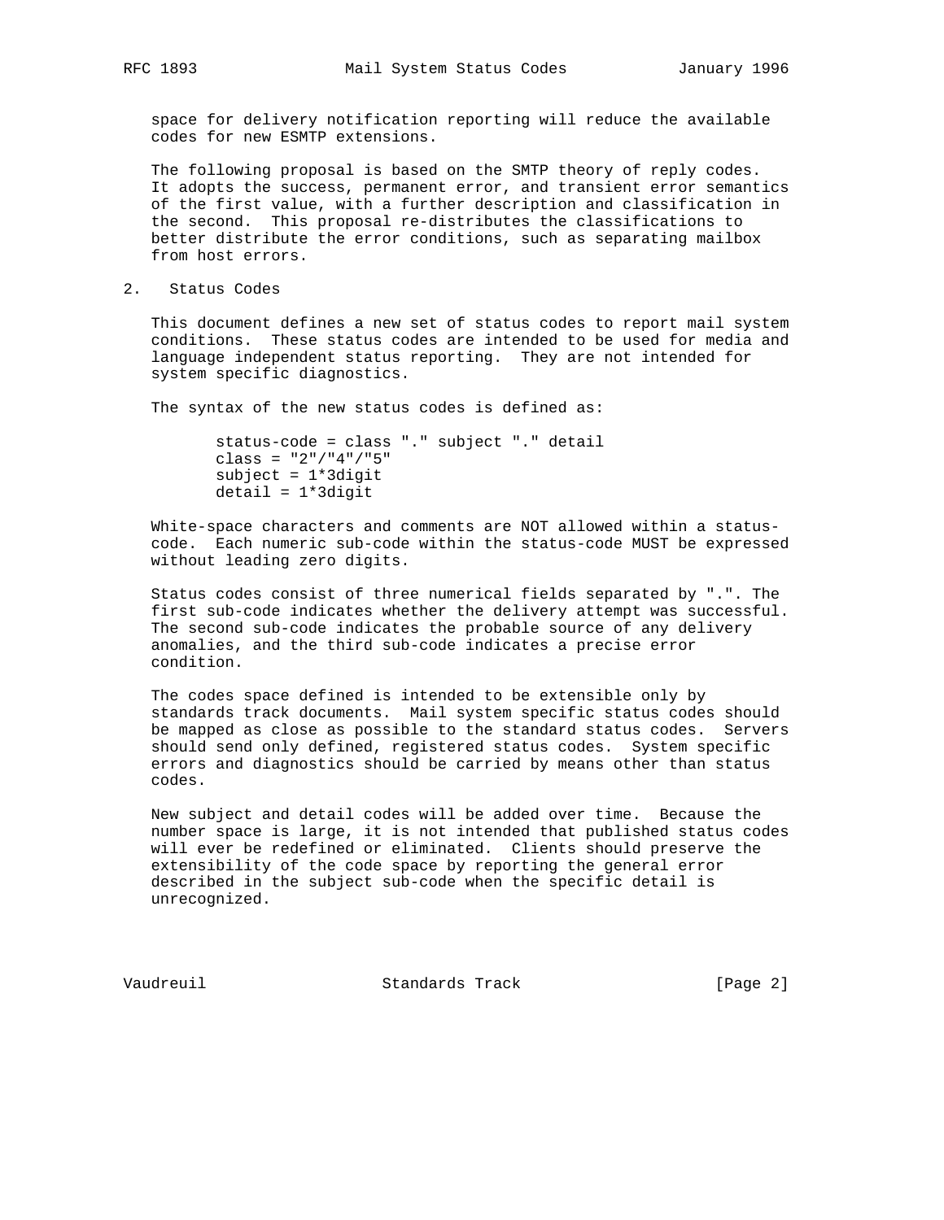space for delivery notification reporting will reduce the available codes for new ESMTP extensions.

The following proposal is based on the SMTP theory of reply codes. It adopts the success, permanent error, and transient error semantics of the first value, with a further description and classification in the second. This proposal re-distributes the classifications to better distribute the error conditions, such as separating mailbox from host errors.

## 2. Status Codes

This document defines a new set of status codes to report mail system conditions. These status codes are intended to be used for media and language independent status reporting. They are not intended for system specific diagnostics.

The syntax of the new status codes is defined as:

```
status-code = class "." subject "." detail
class = "2"/"4"/"5"
subject = 1*3digit
detail = 1*3digit
```

White-space characters and comments are NOT allowed within a status-code. Each numeric sub-code within the status-code MUST be expressed without leading zero digits.

Status codes consist of three numerical fields separated by ".". The first sub-code indicates whether the delivery attempt was successful. The second sub-code indicates the probable source of any delivery anomalies, and the third sub-code indicates a precise error condition.

The codes space defined is intended to be extensible only by standards track documents. Mail system specific status codes should be mapped as close as possible to the standard status codes. Servers should send only defined, registered status codes. System specific errors and diagnostics should be carried by means other than status codes.

New subject and detail codes will be added over time. Because the number space is large, it is not intended that published status codes will ever be redefined or eliminated. Clients should preserve the extensibility of the code space by reporting the general error described in the subject sub-code when the specific detail is unrecognized.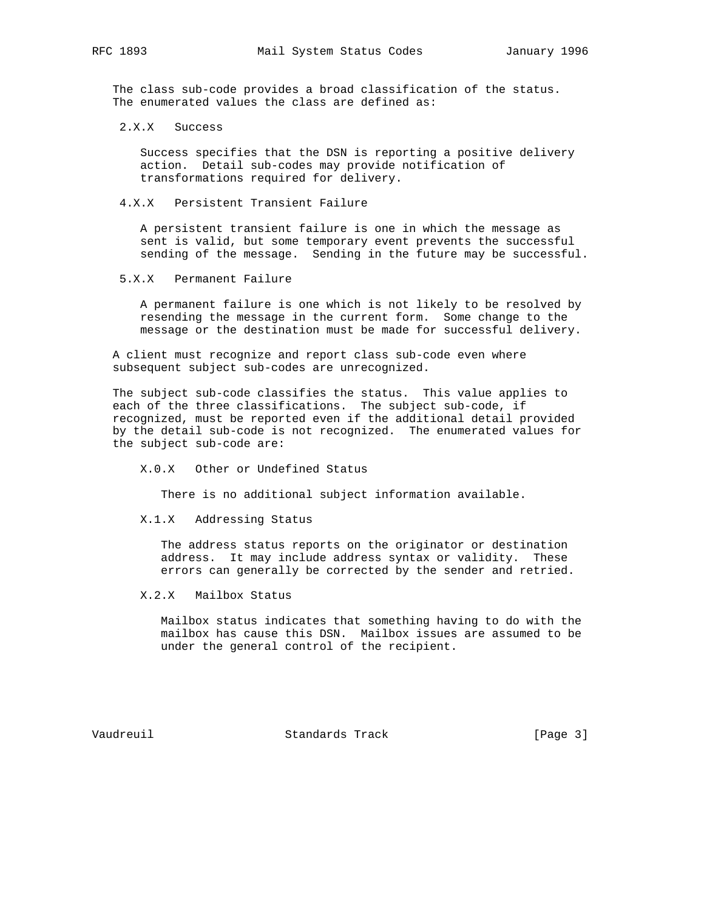The class sub-code provides a broad classification of the status. The enumerated values the class are defined as:

2.X.X   Success

Success specifies that the DSN is reporting a positive delivery action. Detail sub-codes may provide notification of transformations required for delivery.

4.X.X   Persistent Transient Failure

A persistent transient failure is one in which the message as sent is valid, but some temporary event prevents the successful sending of the message. Sending in the future may be successful.

5.X.X   Permanent Failure

A permanent failure is one which is not likely to be resolved by resending the message in the current form. Some change to the message or the destination must be made for successful delivery.

A client must recognize and report class sub-code even where subsequent subject sub-codes are unrecognized.

The subject sub-code classifies the status. This value applies to each of the three classifications. The subject sub-code, if recognized, must be reported even if the additional detail provided by the detail sub-code is not recognized. The enumerated values for the subject sub-code are:

X.0.X   Other or Undefined Status

There is no additional subject information available.

X.1.X   Addressing Status

The address status reports on the originator or destination address. It may include address syntax or validity. These errors can generally be corrected by the sender and retried.

X.2.X   Mailbox Status

Mailbox status indicates that something having to do with the mailbox has cause this DSN. Mailbox issues are assumed to be under the general control of the recipient.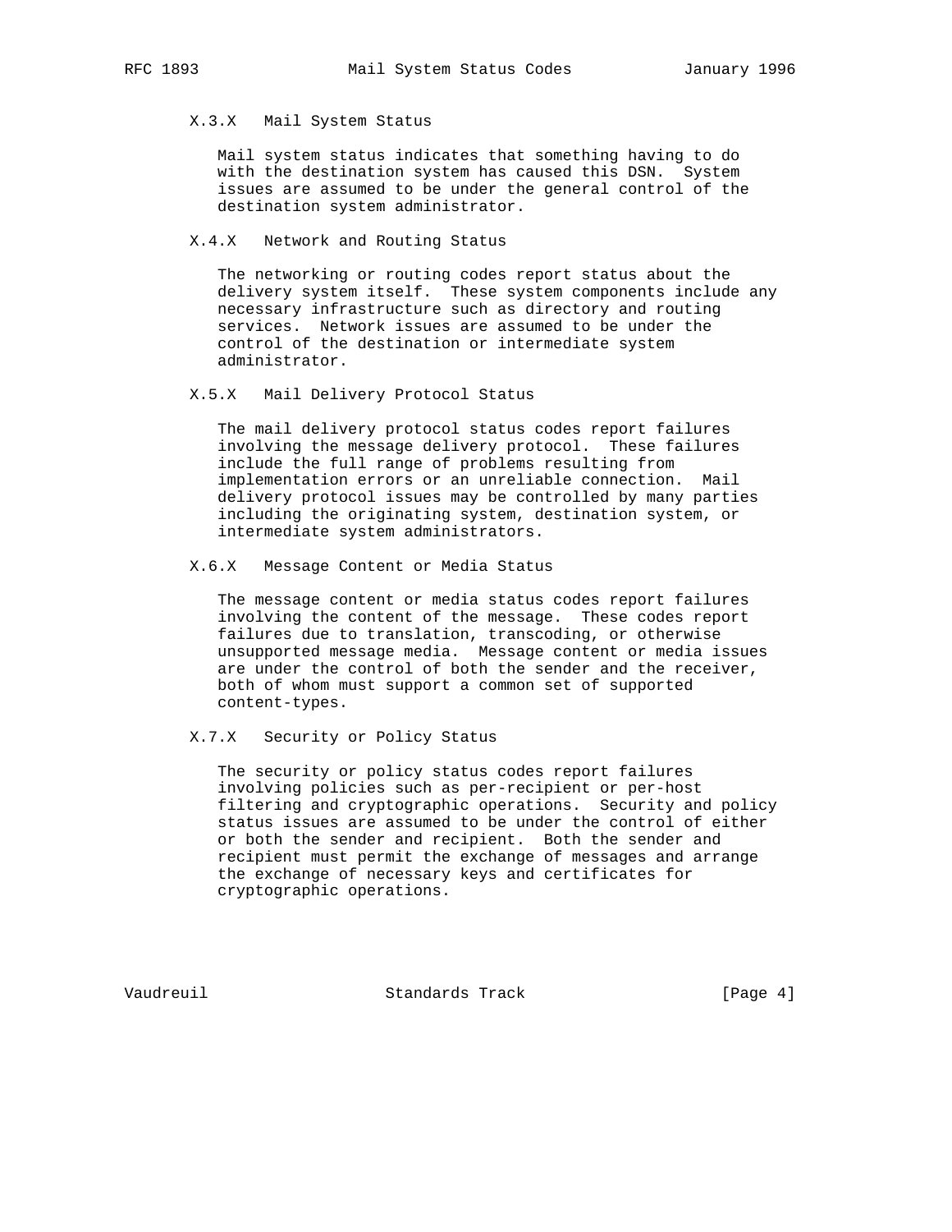### X.3.X Mail System Status

Mail system status indicates that something having to do with the destination system has caused this DSN. System issues are assumed to be under the general control of the destination system administrator.

### X.4.X Network and Routing Status

The networking or routing codes report status about the delivery system itself. These system components include any necessary infrastructure such as directory and routing services. Network issues are assumed to be under the control of the destination or intermediate system administrator.

### X.5.X Mail Delivery Protocol Status

The mail delivery protocol status codes report failures involving the message delivery protocol. These failures include the full range of problems resulting from implementation errors or an unreliable connection. Mail delivery protocol issues may be controlled by many parties including the originating system, destination system, or intermediate system administrators.

### X.6.X Message Content or Media Status

The message content or media status codes report failures involving the content of the message. These codes report failures due to translation, transcoding, or otherwise unsupported message media. Message content or media issues are under the control of both the sender and the receiver, both of whom must support a common set of supported content-types.

### X.7.X Security or Policy Status

The security or policy status codes report failures involving policies such as per-recipient or per-host filtering and cryptographic operations. Security and policy status issues are assumed to be under the control of either or both the sender and recipient. Both the sender and recipient must permit the exchange of messages and arrange the exchange of necessary keys and certificates for cryptographic operations.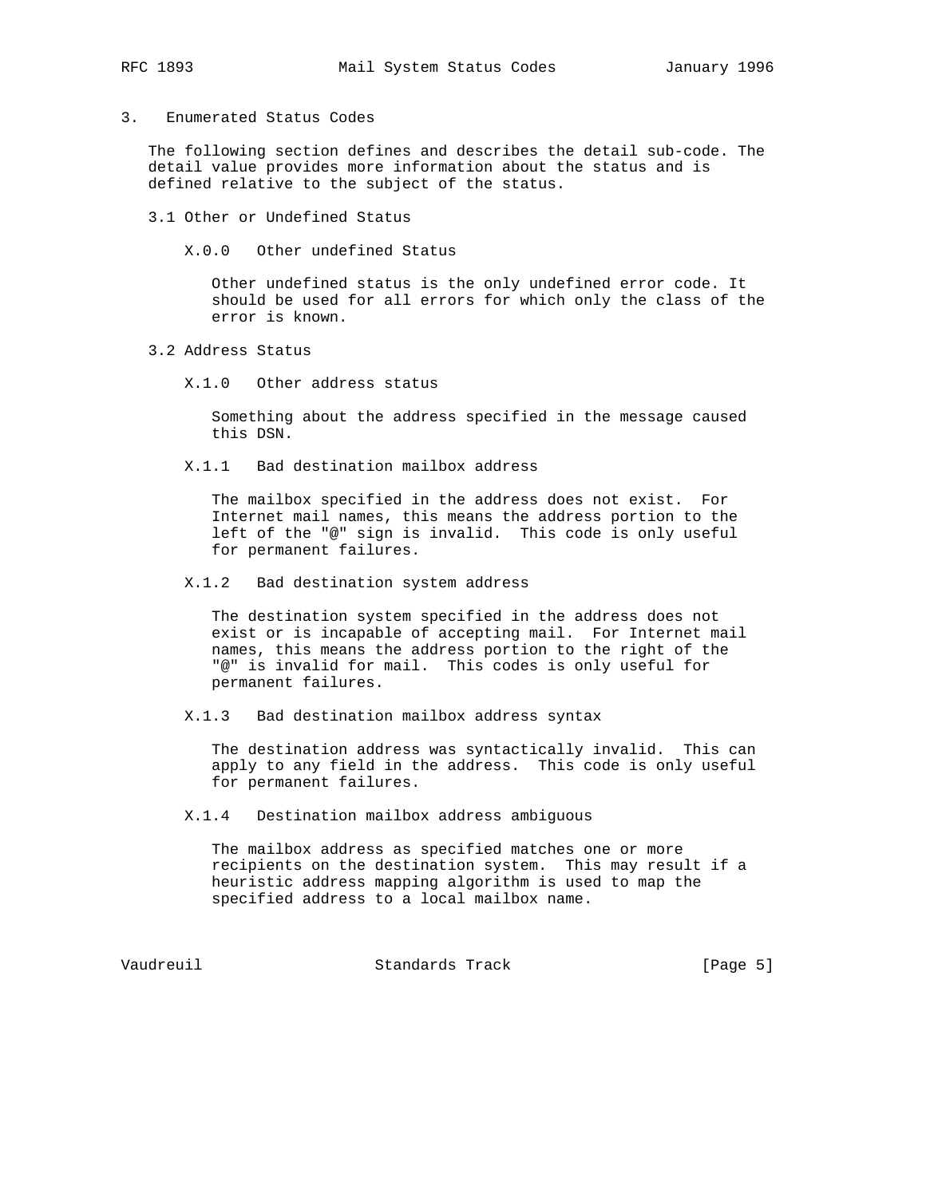## 3. Enumerated Status Codes

The following section defines and describes the detail sub-code. The detail value provides more information about the status and is defined relative to the subject of the status.

### 3.1 Other or Undefined Status

**X.0.0 Other undefined Status**

Other undefined status is the only undefined error code. It should be used for all errors for which only the class of the error is known.

### 3.2 Address Status

**X.1.0 Other address status**

Something about the address specified in the message caused this DSN.

**X.1.1 Bad destination mailbox address**

The mailbox specified in the address does not exist. For Internet mail names, this means the address portion to the left of the "@" sign is invalid. This code is only useful for permanent failures.

**X.1.2 Bad destination system address**

The destination system specified in the address does not exist or is incapable of accepting mail. For Internet mail names, this means the address portion to the right of the "@" is invalid for mail. This codes is only useful for permanent failures.

**X.1.3 Bad destination mailbox address syntax**

The destination address was syntactically invalid. This can apply to any field in the address. This code is only useful for permanent failures.

**X.1.4 Destination mailbox address ambiguous**

The mailbox address as specified matches one or more recipients on the destination system. This may result if a heuristic address mapping algorithm is used to map the specified address to a local mailbox name.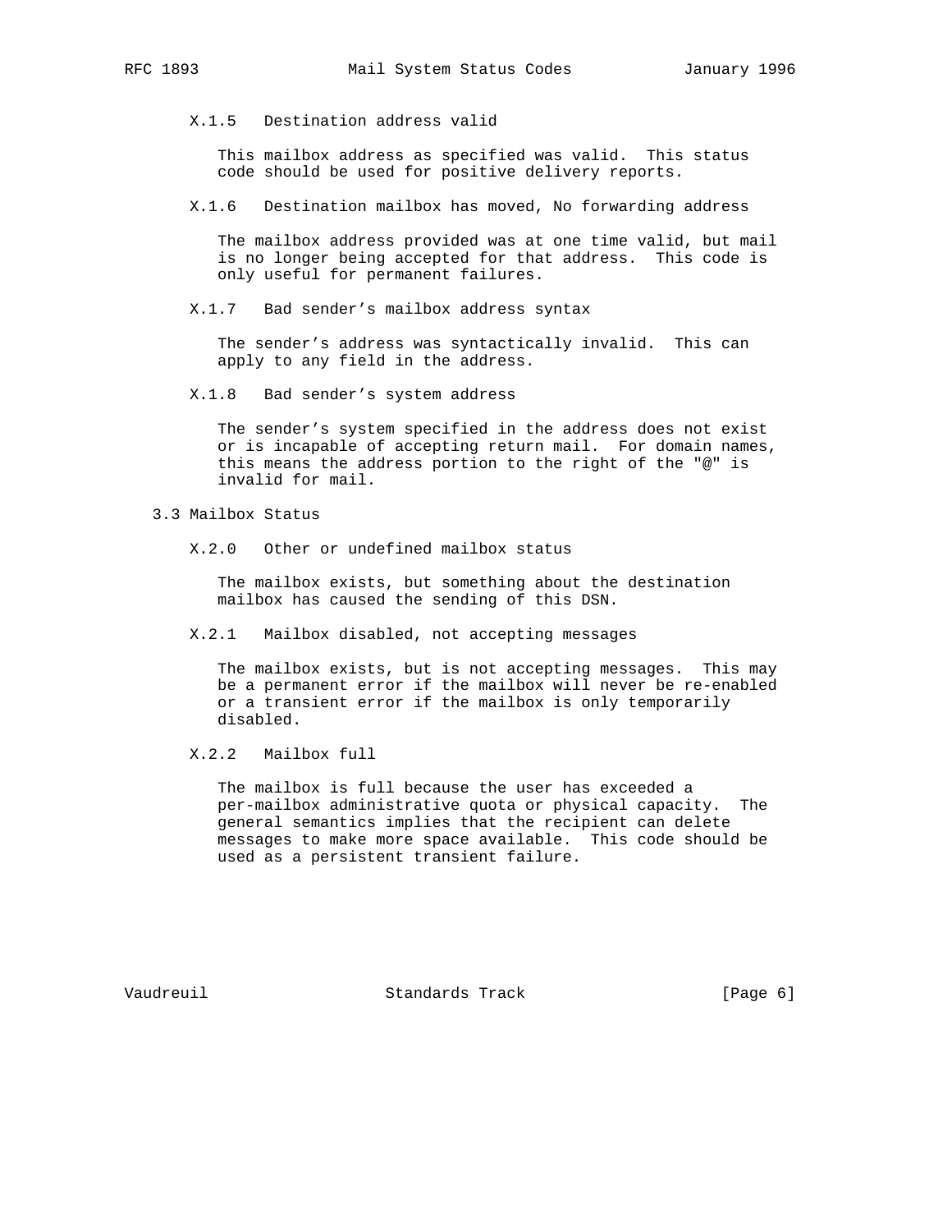X.1.5   Destination address valid

This mailbox address as specified was valid.  This status code should be used for positive delivery reports.

X.1.6   Destination mailbox has moved, No forwarding address

The mailbox address provided was at one time valid, but mail is no longer being accepted for that address.  This code is only useful for permanent failures.

X.1.7   Bad sender's mailbox address syntax

The sender's address was syntactically invalid.  This can apply to any field in the address.

X.1.8   Bad sender's system address

The sender's system specified in the address does not exist or is incapable of accepting return mail.  For domain names, this means the address portion to the right of the "@" is invalid for mail.

## 3.3 Mailbox Status

X.2.0   Other or undefined mailbox status

The mailbox exists, but something about the destination mailbox has caused the sending of this DSN.

X.2.1   Mailbox disabled, not accepting messages

The mailbox exists, but is not accepting messages.  This may be a permanent error if the mailbox will never be re-enabled or a transient error if the mailbox is only temporarily disabled.

X.2.2   Mailbox full

The mailbox is full because the user has exceeded a per-mailbox administrative quota or physical capacity.  The general semantics implies that the recipient can delete messages to make more space available.  This code should be used as a persistent transient failure.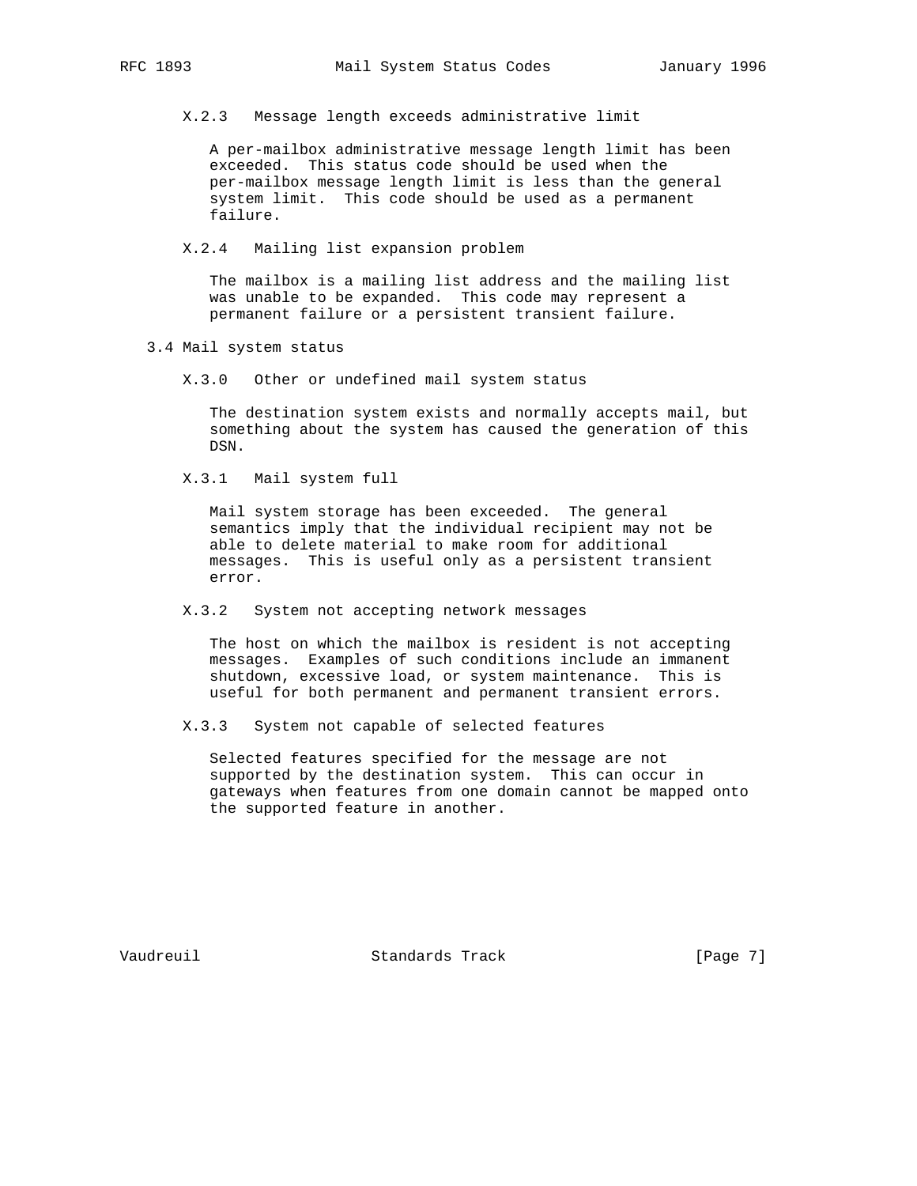### X.2.3 Message length exceeds administrative limit

A per-mailbox administrative message length limit has been exceeded. This status code should be used when the per-mailbox message length limit is less than the general system limit. This code should be used as a permanent failure.

### X.2.4 Mailing list expansion problem

The mailbox is a mailing list address and the mailing list was unable to be expanded. This code may represent a permanent failure or a persistent transient failure.

## 3.4 Mail system status

### X.3.0 Other or undefined mail system status

The destination system exists and normally accepts mail, but something about the system has caused the generation of this DSN.

### X.3.1 Mail system full

Mail system storage has been exceeded. The general semantics imply that the individual recipient may not be able to delete material to make room for additional messages. This is useful only as a persistent transient error.

### X.3.2 System not accepting network messages

The host on which the mailbox is resident is not accepting messages. Examples of such conditions include an immanent shutdown, excessive load, or system maintenance. This is useful for both permanent and permanent transient errors.

### X.3.3 System not capable of selected features

Selected features specified for the message are not supported by the destination system. This can occur in gateways when features from one domain cannot be mapped onto the supported feature in another.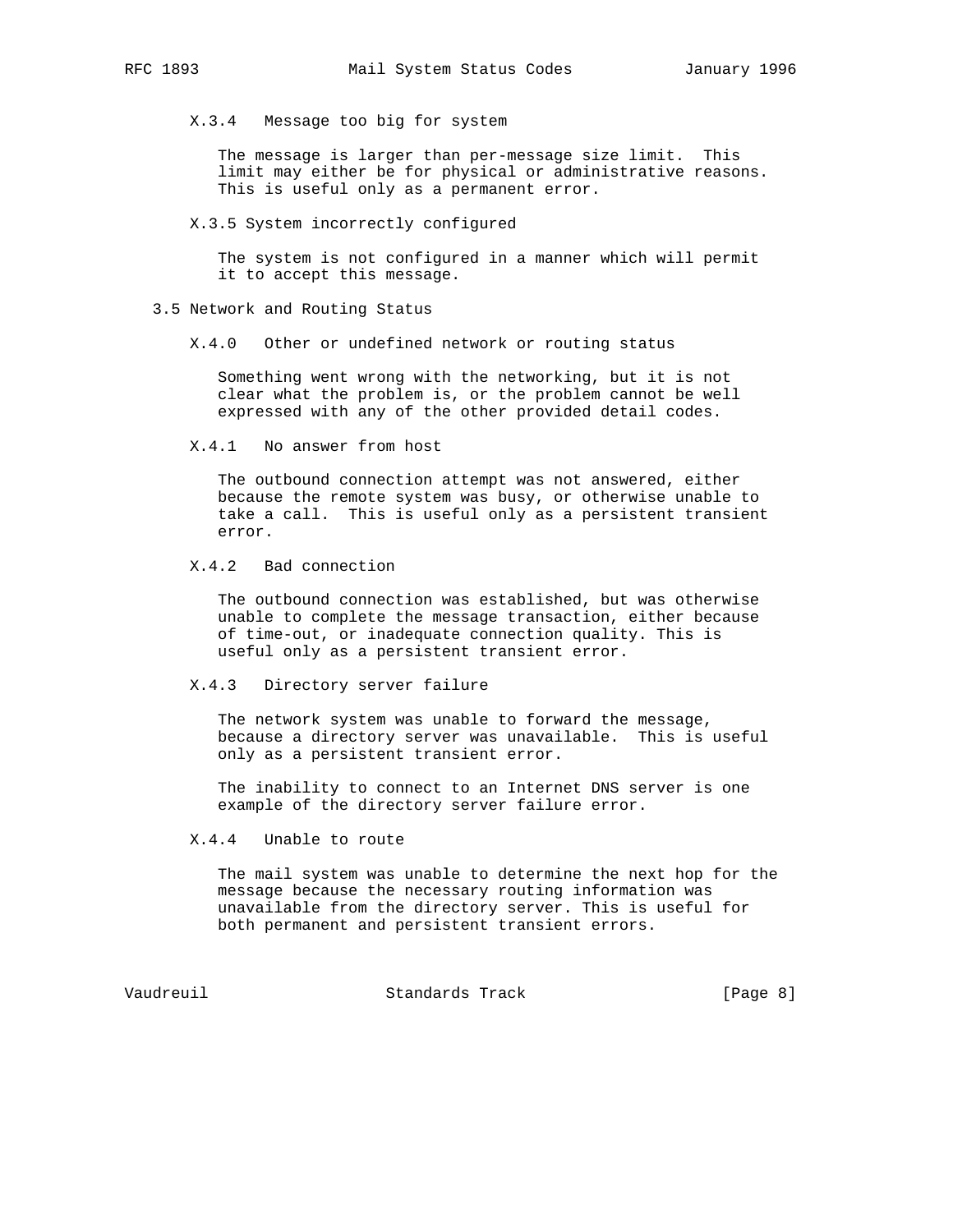#### X.3.4 Message too big for system

The message is larger than per-message size limit. This limit may either be for physical or administrative reasons. This is useful only as a permanent error.

#### X.3.5 System incorrectly configured

The system is not configured in a manner which will permit it to accept this message.

### 3.5 Network and Routing Status

#### X.4.0 Other or undefined network or routing status

Something went wrong with the networking, but it is not clear what the problem is, or the problem cannot be well expressed with any of the other provided detail codes.

#### X.4.1 No answer from host

The outbound connection attempt was not answered, either because the remote system was busy, or otherwise unable to take a call. This is useful only as a persistent transient error.

#### X.4.2 Bad connection

The outbound connection was established, but was otherwise unable to complete the message transaction, either because of time-out, or inadequate connection quality. This is useful only as a persistent transient error.

#### X.4.3 Directory server failure

The network system was unable to forward the message, because a directory server was unavailable. This is useful only as a persistent transient error.

The inability to connect to an Internet DNS server is one example of the directory server failure error.

#### X.4.4 Unable to route

The mail system was unable to determine the next hop for the message because the necessary routing information was unavailable from the directory server. This is useful for both permanent and persistent transient errors.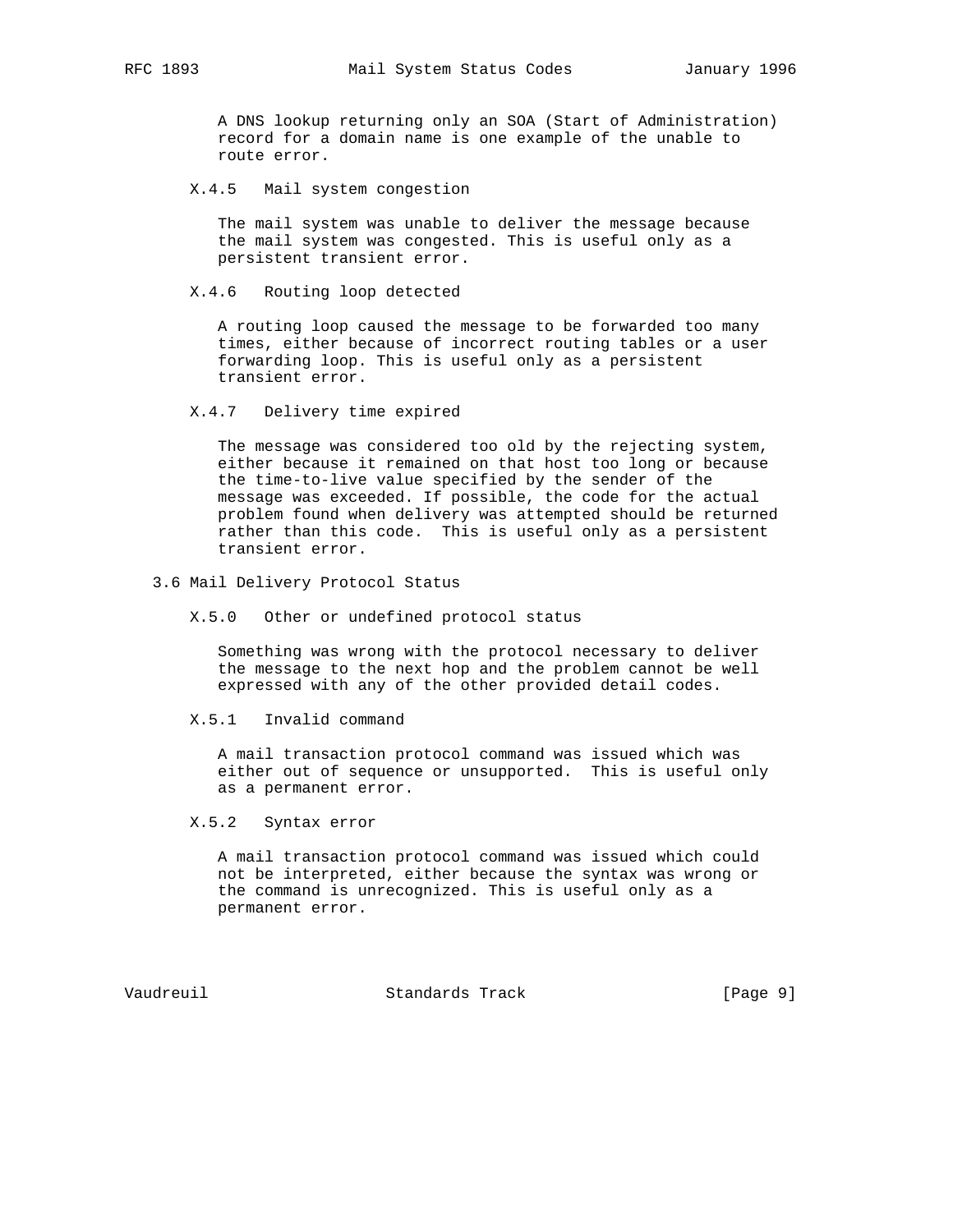A DNS lookup returning only an SOA (Start of Administration) record for a domain name is one example of the unable to route error.

X.4.5 Mail system congestion

The mail system was unable to deliver the message because the mail system was congested. This is useful only as a persistent transient error.

X.4.6 Routing loop detected

A routing loop caused the message to be forwarded too many times, either because of incorrect routing tables or a user forwarding loop. This is useful only as a persistent transient error.

X.4.7 Delivery time expired

The message was considered too old by the rejecting system, either because it remained on that host too long or because the time-to-live value specified by the sender of the message was exceeded. If possible, the code for the actual problem found when delivery was attempted should be returned rather than this code. This is useful only as a persistent transient error.

## 3.6 Mail Delivery Protocol Status

X.5.0 Other or undefined protocol status

Something was wrong with the protocol necessary to deliver the message to the next hop and the problem cannot be well expressed with any of the other provided detail codes.

X.5.1 Invalid command

A mail transaction protocol command was issued which was either out of sequence or unsupported. This is useful only as a permanent error.

X.5.2 Syntax error

A mail transaction protocol command was issued which could not be interpreted, either because the syntax was wrong or the command is unrecognized. This is useful only as a permanent error.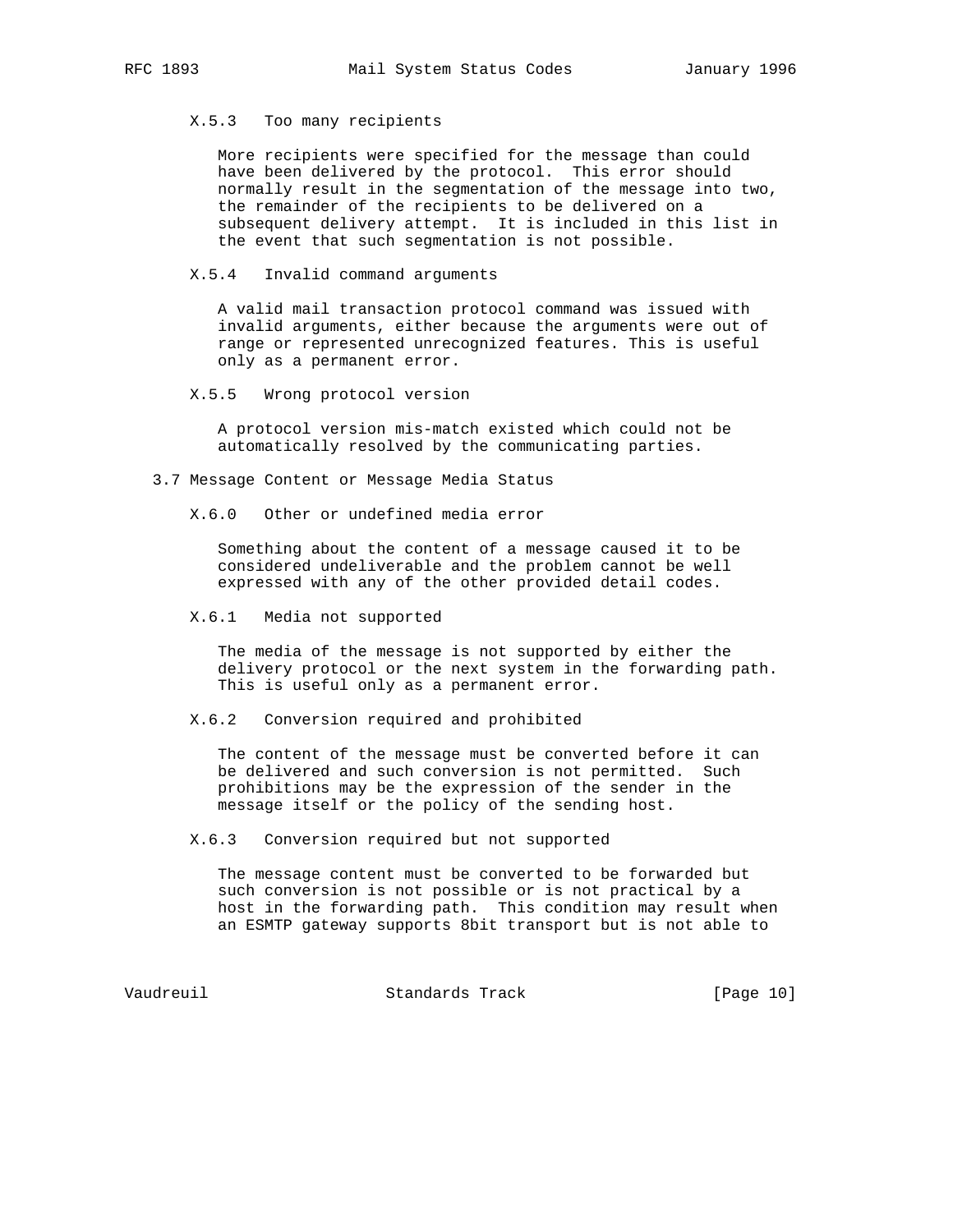X.5.3 Too many recipients

More recipients were specified for the message than could have been delivered by the protocol. This error should normally result in the segmentation of the message into two, the remainder of the recipients to be delivered on a subsequent delivery attempt. It is included in this list in the event that such segmentation is not possible.

X.5.4 Invalid command arguments

A valid mail transaction protocol command was issued with invalid arguments, either because the arguments were out of range or represented unrecognized features. This is useful only as a permanent error.

X.5.5 Wrong protocol version

A protocol version mis-match existed which could not be automatically resolved by the communicating parties.

### 3.7 Message Content or Message Media Status

X.6.0 Other or undefined media error

Something about the content of a message caused it to be considered undeliverable and the problem cannot be well expressed with any of the other provided detail codes.

X.6.1 Media not supported

The media of the message is not supported by either the delivery protocol or the next system in the forwarding path. This is useful only as a permanent error.

X.6.2 Conversion required and prohibited

The content of the message must be converted before it can be delivered and such conversion is not permitted. Such prohibitions may be the expression of the sender in the message itself or the policy of the sending host.

X.6.3 Conversion required but not supported

The message content must be converted to be forwarded but such conversion is not possible or is not practical by a host in the forwarding path. This condition may result when an ESMTP gateway supports 8bit transport but is not able to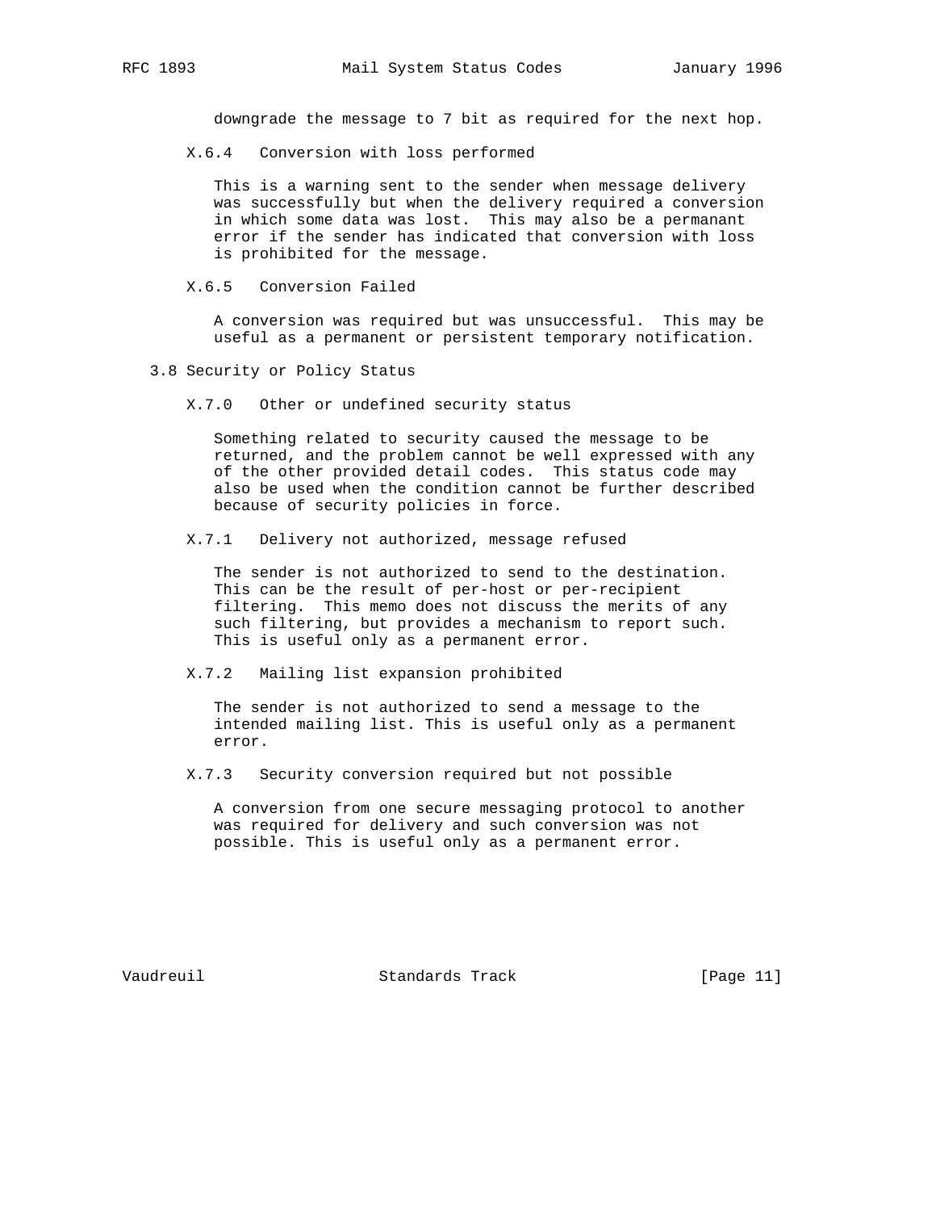downgrade the message to 7 bit as required for the next hop.

X.6.4   Conversion with loss performed

This is a warning sent to the sender when message delivery was successfully but when the delivery required a conversion in which some data was lost.  This may also be a permanant error if the sender has indicated that conversion with loss is prohibited for the message.

X.6.5   Conversion Failed

A conversion was required but was unsuccessful.  This may be useful as a permanent or persistent temporary notification.

## 3.8 Security or Policy Status

X.7.0   Other or undefined security status

Something related to security caused the message to be returned, and the problem cannot be well expressed with any of the other provided detail codes.  This status code may also be used when the condition cannot be further described because of security policies in force.

X.7.1   Delivery not authorized, message refused

The sender is not authorized to send to the destination. This can be the result of per-host or per-recipient filtering.  This memo does not discuss the merits of any such filtering, but provides a mechanism to report such. This is useful only as a permanent error.

X.7.2   Mailing list expansion prohibited

The sender is not authorized to send a message to the intended mailing list. This is useful only as a permanent error.

X.7.3   Security conversion required but not possible

A conversion from one secure messaging protocol to another was required for delivery and such conversion was not possible. This is useful only as a permanent error.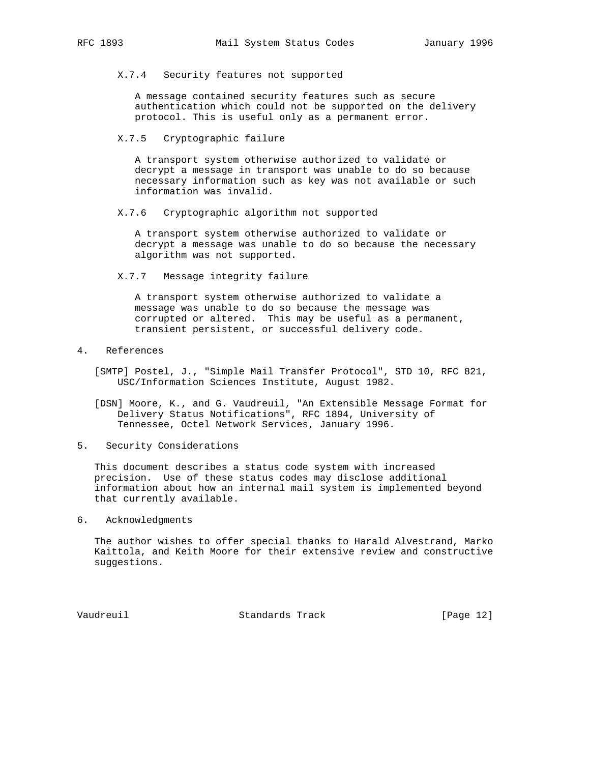### X.7.4 Security features not supported

A message contained security features such as secure authentication which could not be supported on the delivery protocol. This is useful only as a permanent error.

### X.7.5 Cryptographic failure

A transport system otherwise authorized to validate or decrypt a message in transport was unable to do so because necessary information such as key was not available or such information was invalid.

### X.7.6 Cryptographic algorithm not supported

A transport system otherwise authorized to validate or decrypt a message was unable to do so because the necessary algorithm was not supported.

### X.7.7 Message integrity failure

A transport system otherwise authorized to validate a message was unable to do so because the message was corrupted or altered. This may be useful as a permanent, transient persistent, or successful delivery code.

## 4. References

[SMTP] Postel, J., "Simple Mail Transfer Protocol", STD 10, RFC 821, USC/Information Sciences Institute, August 1982.

[DSN] Moore, K., and G. Vaudreuil, "An Extensible Message Format for Delivery Status Notifications", RFC 1894, University of Tennessee, Octel Network Services, January 1996.

## 5. Security Considerations

This document describes a status code system with increased precision. Use of these status codes may disclose additional information about how an internal mail system is implemented beyond that currently available.

## 6. Acknowledgments

The author wishes to offer special thanks to Harald Alvestrand, Marko Kaittola, and Keith Moore for their extensive review and constructive suggestions.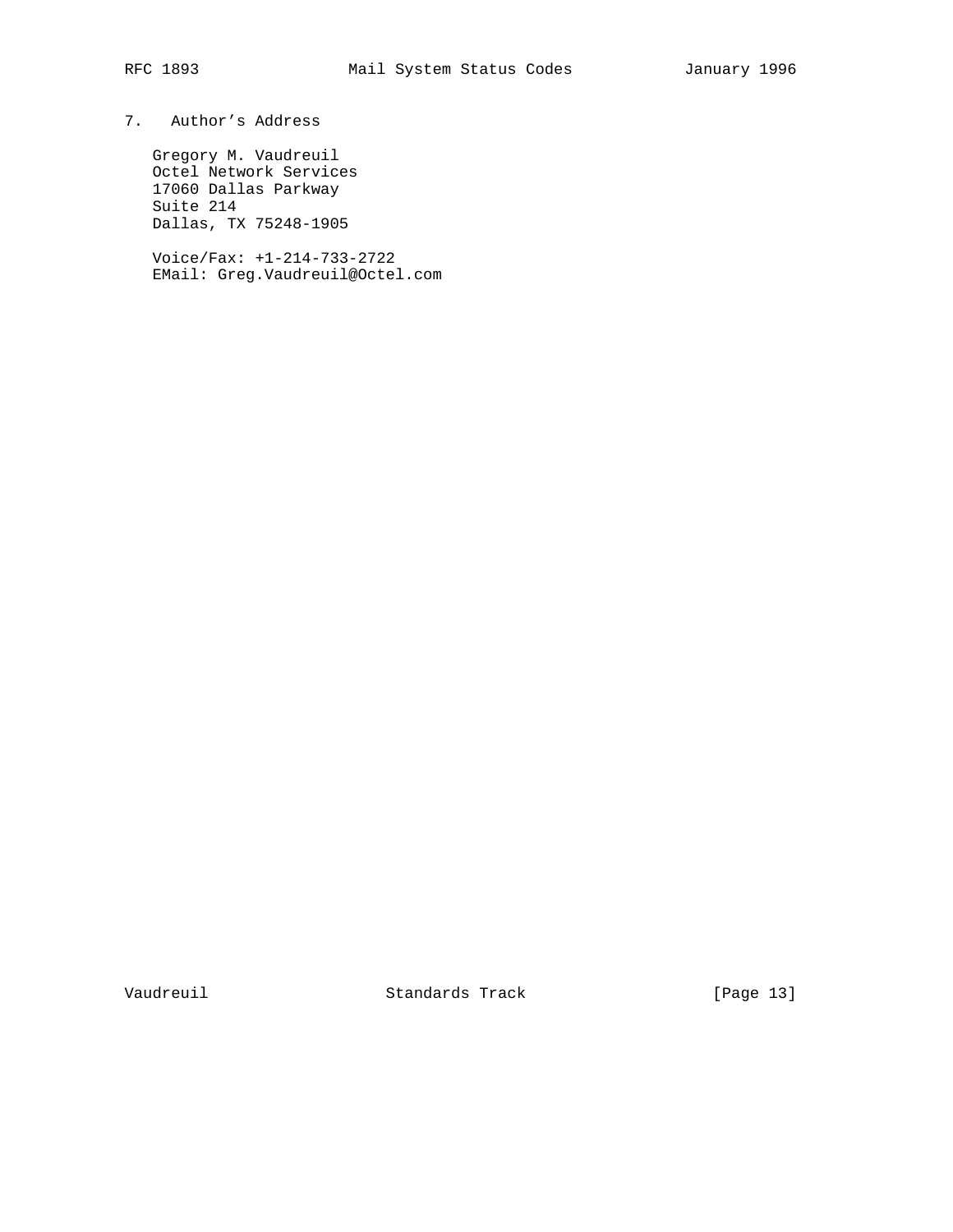## 7. Author's Address

Gregory M. Vaudreuil
Octel Network Services
17060 Dallas Parkway
Suite 214
Dallas, TX 75248-1905

Voice/Fax: +1-214-733-2722
EMail: Greg.Vaudreuil@Octel.com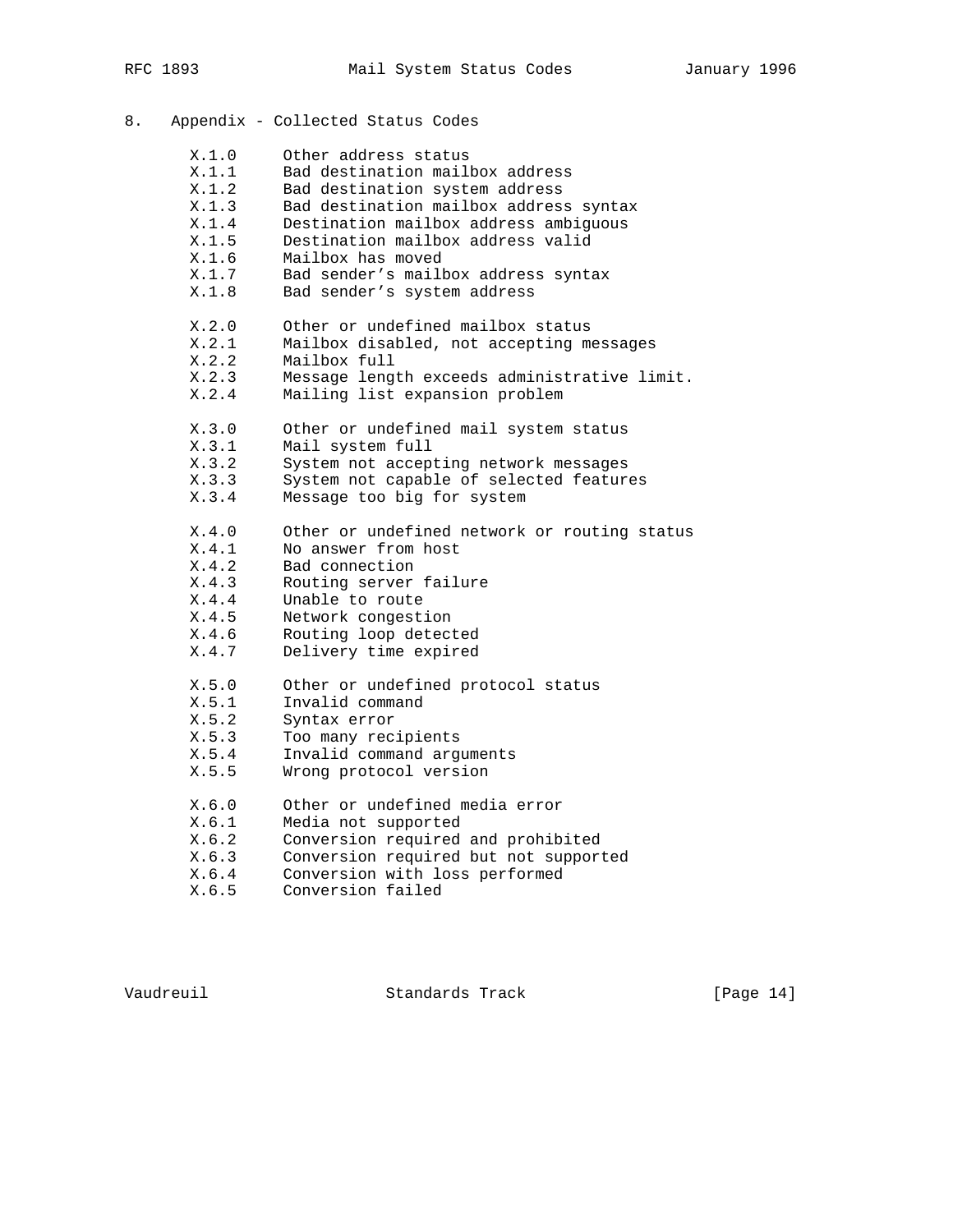## 8. Appendix - Collected Status Codes

```
      X.1.0     Other address status
      X.1.1     Bad destination mailbox address
      X.1.2     Bad destination system address
      X.1.3     Bad destination mailbox address syntax
      X.1.4     Destination mailbox address ambiguous
      X.1.5     Destination mailbox address valid
      X.1.6     Mailbox has moved
      X.1.7     Bad sender's mailbox address syntax
      X.1.8     Bad sender's system address

      X.2.0     Other or undefined mailbox status
      X.2.1     Mailbox disabled, not accepting messages
      X.2.2     Mailbox full
      X.2.3     Message length exceeds administrative limit.
      X.2.4     Mailing list expansion problem

      X.3.0     Other or undefined mail system status
      X.3.1     Mail system full
      X.3.2     System not accepting network messages
      X.3.3     System not capable of selected features
      X.3.4     Message too big for system

      X.4.0     Other or undefined network or routing status
      X.4.1     No answer from host
      X.4.2     Bad connection
      X.4.3     Routing server failure
      X.4.4     Unable to route
      X.4.5     Network congestion
      X.4.6     Routing loop detected
      X.4.7     Delivery time expired

      X.5.0     Other or undefined protocol status
      X.5.1     Invalid command
      X.5.2     Syntax error
      X.5.3     Too many recipients
      X.5.4     Invalid command arguments
      X.5.5     Wrong protocol version

      X.6.0     Other or undefined media error
      X.6.1     Media not supported
      X.6.2     Conversion required and prohibited
      X.6.3     Conversion required but not supported
      X.6.4     Conversion with loss performed
      X.6.5     Conversion failed
```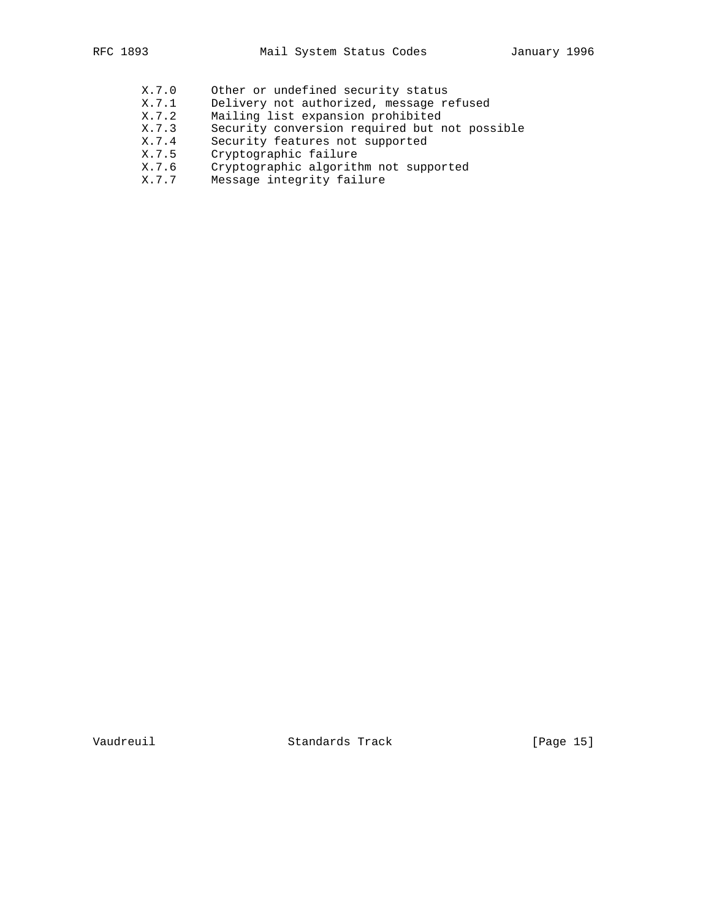X.7.0     Other or undefined security status
X.7.1     Delivery not authorized, message refused
X.7.2     Mailing list expansion prohibited
X.7.3     Security conversion required but not possible
X.7.4     Security features not supported
X.7.5     Cryptographic failure
X.7.6     Cryptographic algorithm not supported
X.7.7     Message integrity failure